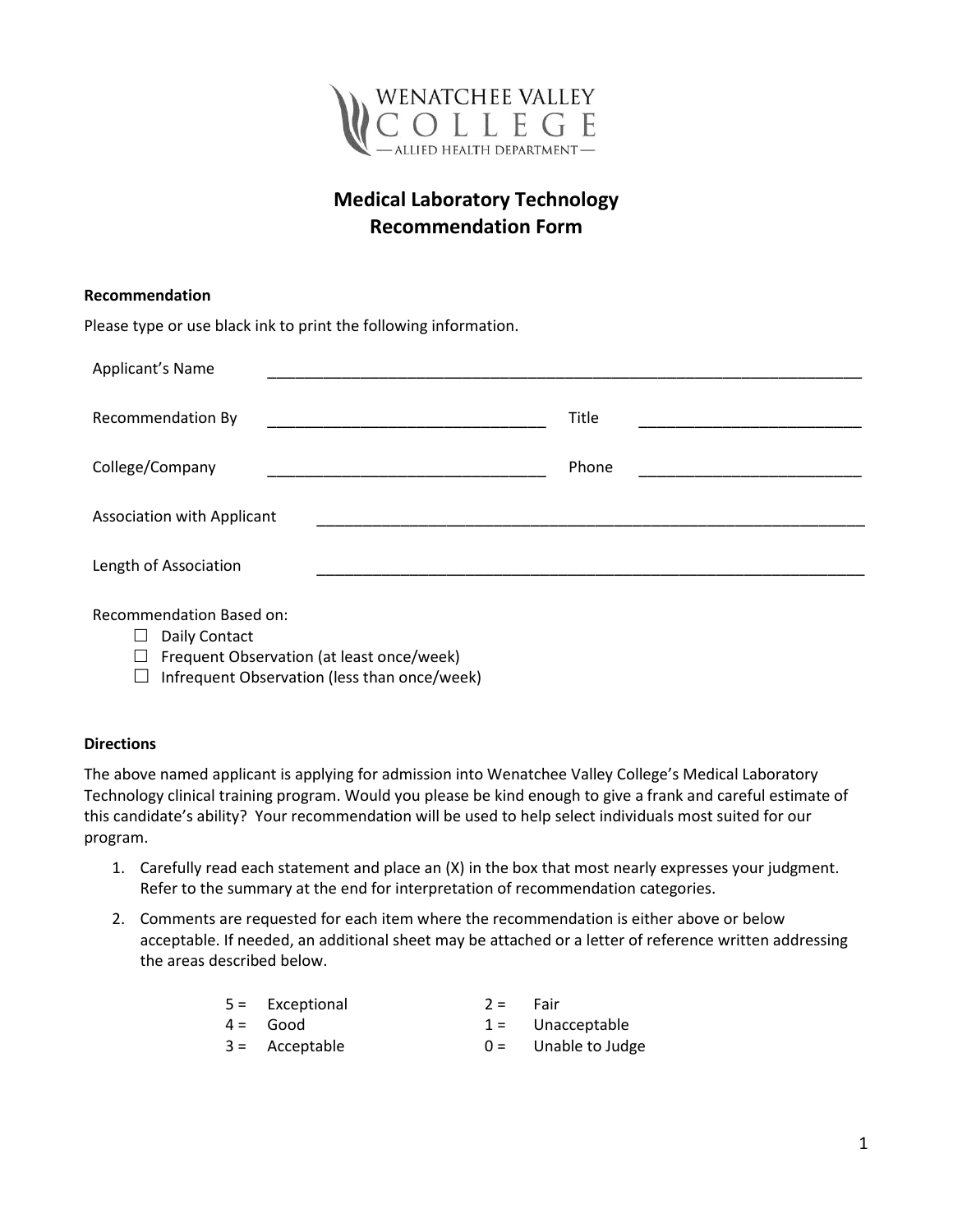WENATCHEE VALLEY COLLEGE
— ALLIED HEALTH DEPARTMENT —

# Medical Laboratory Technology Recommendation Form

### Recommendation

Please type or use black ink to print the following information.

Applicant's Name ______________________________________________

Recommendation By ______________________________ Title ______________________

College/Company ______________________________ Phone ______________________

Association with Applicant ______________________________________________

Length of Association ______________________________________________

Recommendation Based on:

- ☐ Daily Contact
- ☐ Frequent Observation (at least once/week)
- ☐ Infrequent Observation (less than once/week)

### Directions

The above named applicant is applying for admission into Wenatchee Valley College's Medical Laboratory Technology clinical training program. Would you please be kind enough to give a frank and careful estimate of this candidate's ability? Your recommendation will be used to help select individuals most suited for our program.

1. Carefully read each statement and place an (X) in the box that most nearly expresses your judgment. Refer to the summary at the end for interpretation of recommendation categories.
2. Comments are requested for each item where the recommendation is either above or below acceptable. If needed, an additional sheet may be attached or a letter of reference written addressing the areas described below.

| | | | |
|---|---|---|---|
| 5 = | Exceptional | 2 = | Fair |
| 4 = | Good | 1 = | Unacceptable |
| 3 = | Acceptable | 0 = | Unable to Judge |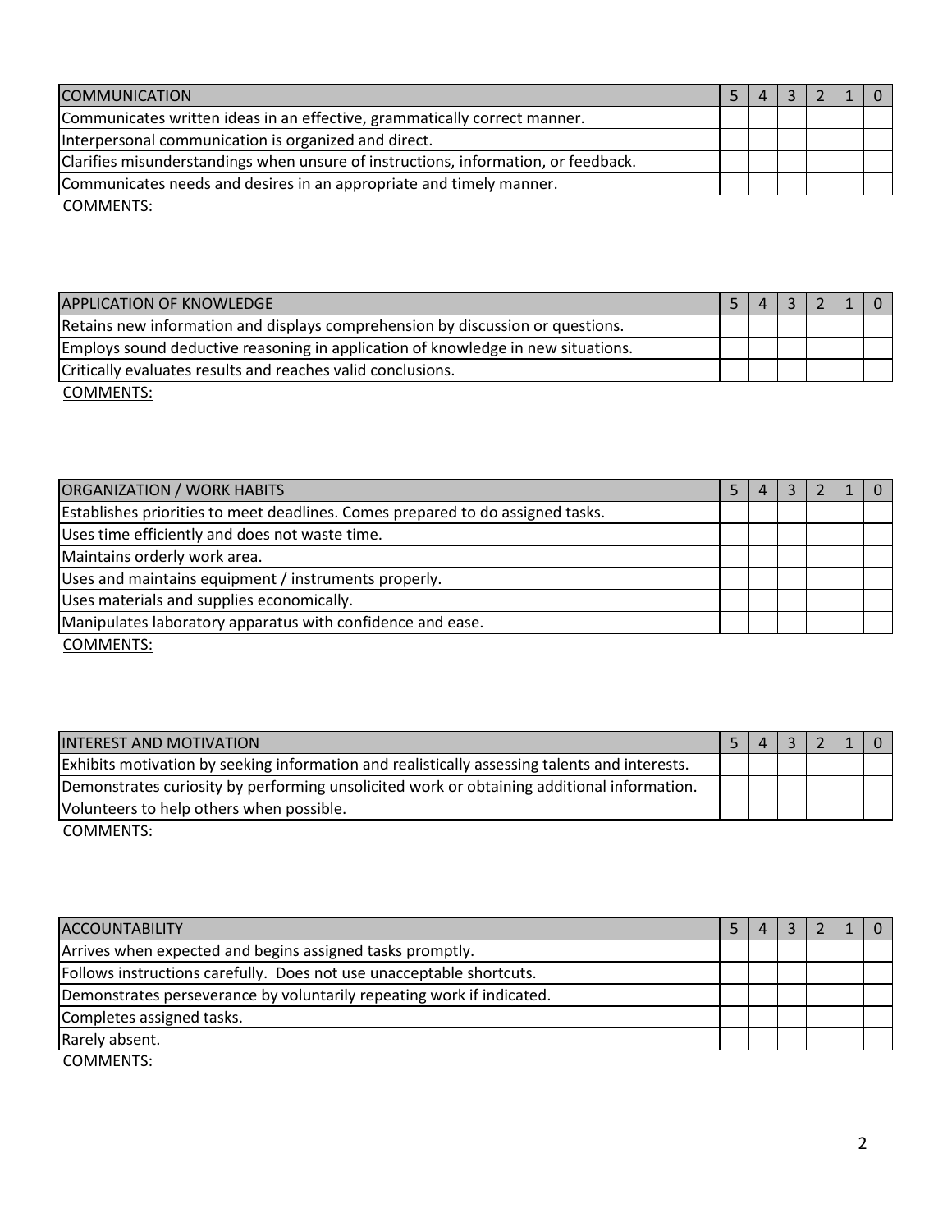| COMMUNICATION | 5 | 4 | 3 | 2 | 1 | 0 |
|---|---|---|---|---|---|---|
| Communicates written ideas in an effective, grammatically correct manner. | | | | | | |
| Interpersonal communication is organized and direct. | | | | | | |
| Clarifies misunderstandings when unsure of instructions, information, or feedback. | | | | | | |
| Communicates needs and desires in an appropriate and timely manner. | | | | | | |

COMMENTS:

| APPLICATION OF KNOWLEDGE | 5 | 4 | 3 | 2 | 1 | 0 |
|---|---|---|---|---|---|---|
| Retains new information and displays comprehension by discussion or questions. | | | | | | |
| Employs sound deductive reasoning in application of knowledge in new situations. | | | | | | |
| Critically evaluates results and reaches valid conclusions. | | | | | | |

COMMENTS:

| ORGANIZATION / WORK HABITS | 5 | 4 | 3 | 2 | 1 | 0 |
|---|---|---|---|---|---|---|
| Establishes priorities to meet deadlines. Comes prepared to do assigned tasks. | | | | | | |
| Uses time efficiently and does not waste time. | | | | | | |
| Maintains orderly work area. | | | | | | |
| Uses and maintains equipment / instruments properly. | | | | | | |
| Uses materials and supplies economically. | | | | | | |
| Manipulates laboratory apparatus with confidence and ease. | | | | | | |

COMMENTS:

| INTEREST AND MOTIVATION | 5 | 4 | 3 | 2 | 1 | 0 |
|---|---|---|---|---|---|---|
| Exhibits motivation by seeking information and realistically assessing talents and interests. | | | | | | |
| Demonstrates curiosity by performing unsolicited work or obtaining additional information. | | | | | | |
| Volunteers to help others when possible. | | | | | | |

COMMENTS:

| ACCOUNTABILITY | 5 | 4 | 3 | 2 | 1 | 0 |
|---|---|---|---|---|---|---|
| Arrives when expected and begins assigned tasks promptly. | | | | | | |
| Follows instructions carefully. Does not use unacceptable shortcuts. | | | | | | |
| Demonstrates perseverance by voluntarily repeating work if indicated. | | | | | | |
| Completes assigned tasks. | | | | | | |
| Rarely absent. | | | | | | |

COMMENTS: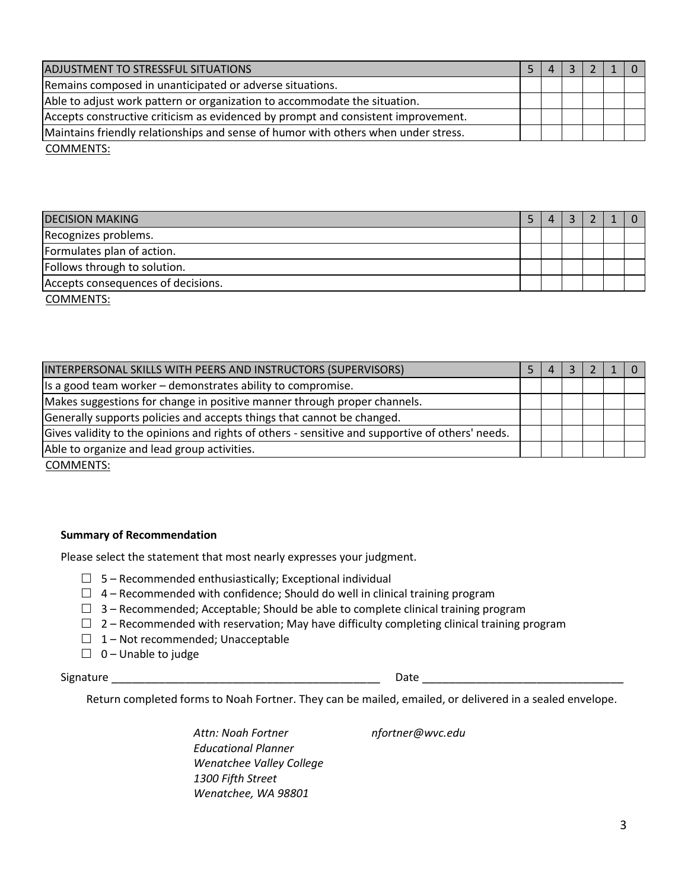| ADJUSTMENT TO STRESSFUL SITUATIONS | 5 | 4 | 3 | 2 | 1 | 0 |
|---|---|---|---|---|---|---|
| Remains composed in unanticipated or adverse situations. | | | | | | |
| Able to adjust work pattern or organization to accommodate the situation. | | | | | | |
| Accepts constructive criticism as evidenced by prompt and consistent improvement. | | | | | | |
| Maintains friendly relationships and sense of humor with others when under stress. | | | | | | |

COMMENTS:

| DECISION MAKING | 5 | 4 | 3 | 2 | 1 | 0 |
|---|---|---|---|---|---|---|
| Recognizes problems. | | | | | | |
| Formulates plan of action. | | | | | | |
| Follows through to solution. | | | | | | |
| Accepts consequences of decisions. | | | | | | |

COMMENTS:

| INTERPERSONAL SKILLS WITH PEERS AND INSTRUCTORS (SUPERVISORS) | 5 | 4 | 3 | 2 | 1 | 0 |
|---|---|---|---|---|---|---|
| Is a good team worker – demonstrates ability to compromise. | | | | | | |
| Makes suggestions for change in positive manner through proper channels. | | | | | | |
| Generally supports policies and accepts things that cannot be changed. | | | | | | |
| Gives validity to the opinions and rights of others - sensitive and supportive of others' needs. | | | | | | |
| Able to organize and lead group activities. | | | | | | |

COMMENTS:

**Summary of Recommendation**

Please select the statement that most nearly expresses your judgment.

- ☐ 5 – Recommended enthusiastically; Exceptional individual
- ☐ 4 – Recommended with confidence; Should do well in clinical training program
- ☐ 3 – Recommended; Acceptable; Should be able to complete clinical training program
- ☐ 2 – Recommended with reservation; May have difficulty completing clinical training program
- ☐ 1 – Not recommended; Unacceptable
- ☐ 0 – Unable to judge

Signature ____________________________________________ Date ________________________________

Return completed forms to Noah Fortner. They can be mailed, emailed, or delivered in a sealed envelope.

*Attn: Noah Fortner*
*Educational Planner*
*Wenatchee Valley College*
*1300 Fifth Street*
*Wenatchee, WA 98801*

*nfortner@wvc.edu*